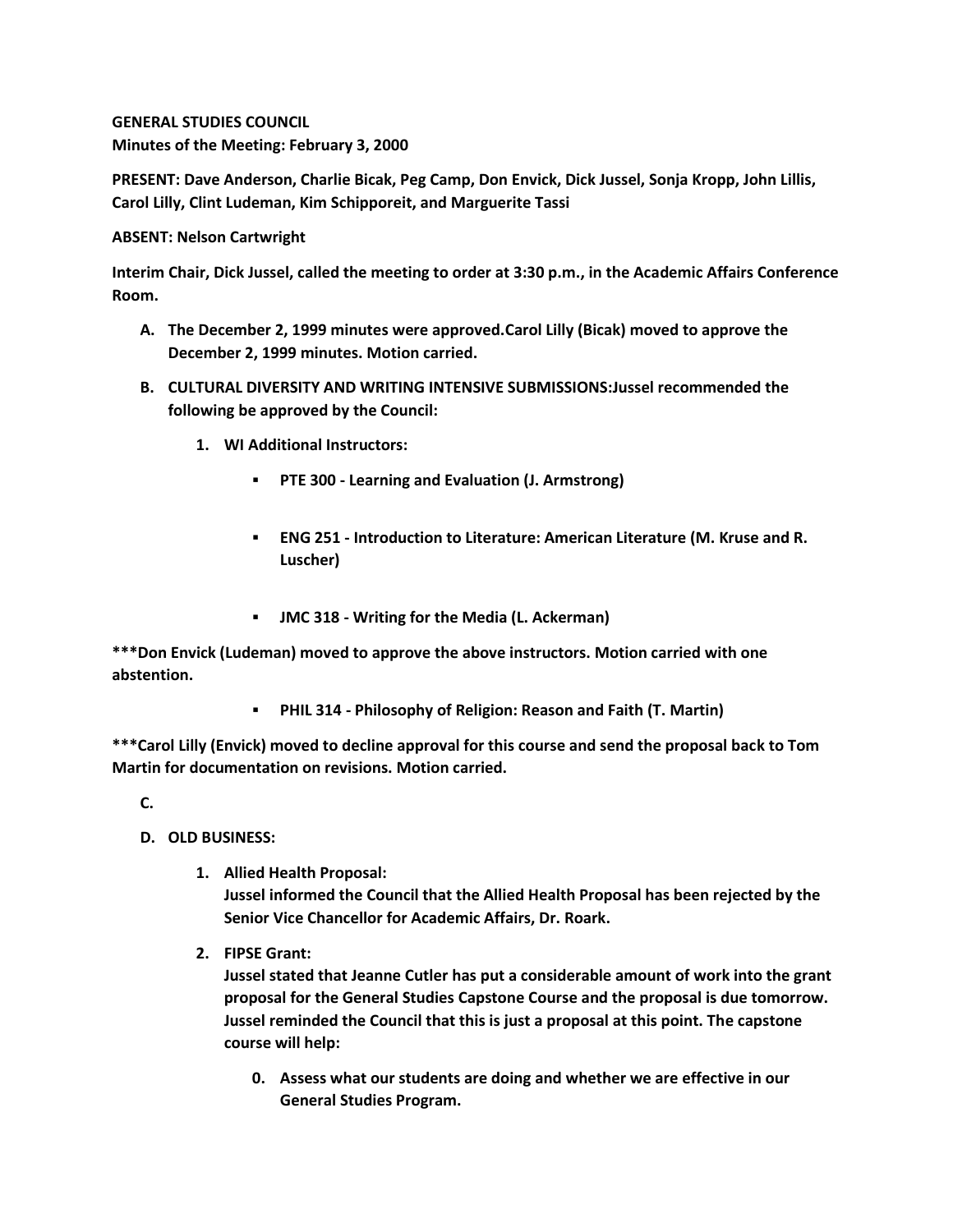**GENERAL STUDIES COUNCIL**
**Minutes of the Meeting: February 3, 2000**

**PRESENT: Dave Anderson, Charlie Bicak, Peg Camp, Don Envick, Dick Jussel, Sonja Kropp, John Lillis, Carol Lilly, Clint Ludeman, Kim Schipporeit, and Marguerite Tassi**

**ABSENT: Nelson Cartwright**

**Interim Chair, Dick Jussel, called the meeting to order at 3:30 p.m., in the Academic Affairs Conference Room.**

A. **The December 2, 1999 minutes were approved.Carol Lilly (Bicak) moved to approve the December 2, 1999 minutes. Motion carried.**

B. **CULTURAL DIVERSITY AND WRITING INTENSIVE SUBMISSIONS:Jussel recommended the following be approved by the Council:**

    1. **WI Additional Instructors:**

        - **PTE 300 - Learning and Evaluation (J. Armstrong)**

        - **ENG 251 - Introduction to Literature: American Literature (M. Kruse and R. Luscher)**

        - **JMC 318 - Writing for the Media (L. Ackerman)**

**\*\*\*Don Envick (Ludeman) moved to approve the above instructors. Motion carried with one abstention.**

- **PHIL 314 - Philosophy of Religion: Reason and Faith (T. Martin)**

**\*\*\*Carol Lilly (Envick) moved to decline approval for this course and send the proposal back to Tom Martin for documentation on revisions. Motion carried.**

C.

D. **OLD BUSINESS:**

    1. **Allied Health Proposal:**
    **Jussel informed the Council that the Allied Health Proposal has been rejected by the Senior Vice Chancellor for Academic Affairs, Dr. Roark.**

    2. **FIPSE Grant:**
    **Jussel stated that Jeanne Cutler has put a considerable amount of work into the grant proposal for the General Studies Capstone Course and the proposal is due tomorrow. Jussel reminded the Council that this is just a proposal at this point. The capstone course will help:**

        0. **Assess what our students are doing and whether we are effective in our General Studies Program.**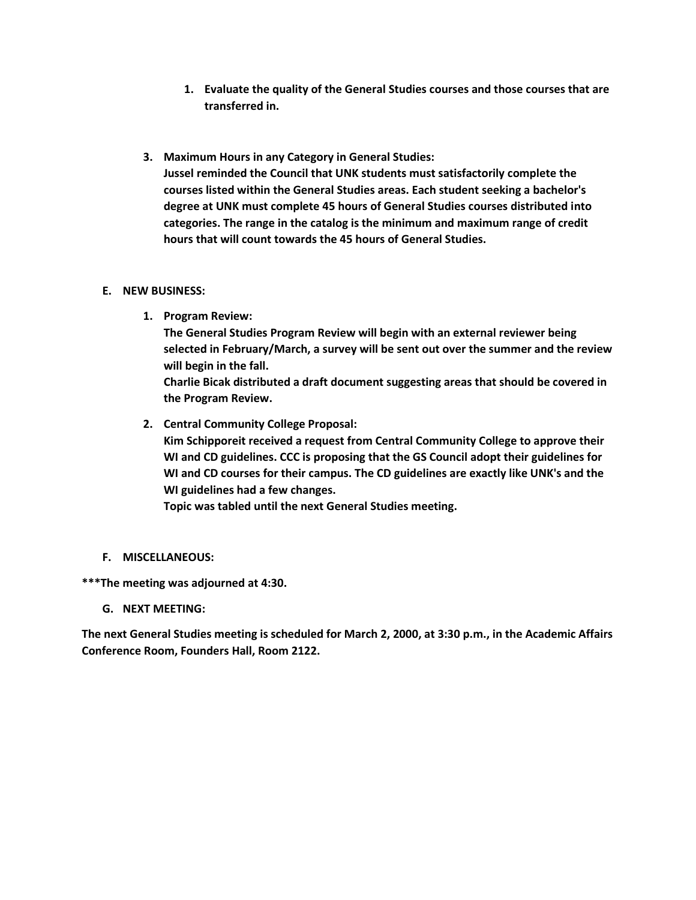1. **Evaluate the quality of the General Studies courses and those courses that are transferred in.**

3. **Maximum Hours in any Category in General Studies:**
   **Jussel reminded the Council that UNK students must satisfactorily complete the courses listed within the General Studies areas. Each student seeking a bachelor's degree at UNK must complete 45 hours of General Studies courses distributed into categories. The range in the catalog is the minimum and maximum range of credit hours that will count towards the 45 hours of General Studies.**

**E. NEW BUSINESS:**

1. **Program Review:**
   **The General Studies Program Review will begin with an external reviewer being selected in February/March, a survey will be sent out over the summer and the review will begin in the fall.**
   **Charlie Bicak distributed a draft document suggesting areas that should be covered in the Program Review.**

2. **Central Community College Proposal:**
   **Kim Schipporeit received a request from Central Community College to approve their WI and CD guidelines. CCC is proposing that the GS Council adopt their guidelines for WI and CD courses for their campus. The CD guidelines are exactly like UNK's and the WI guidelines had a few changes.**
   **Topic was tabled until the next General Studies meeting.**

**F. MISCELLANEOUS:**

**\*\*\*The meeting was adjourned at 4:30.**

**G. NEXT MEETING:**

**The next General Studies meeting is scheduled for March 2, 2000, at 3:30 p.m., in the Academic Affairs Conference Room, Founders Hall, Room 2122.**